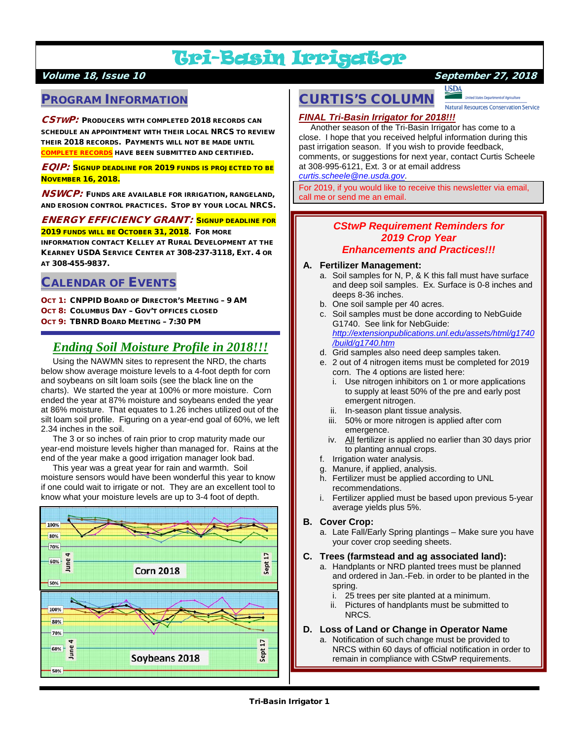# Tri-Basin Irrigator

***Volume 18, Issue 10*** ***September 27, 2018***

## PROGRAM INFORMATION

***CSTWP:*** **PRODUCERS WITH COMPLETED 2018 RECORDS CAN SCHEDULE AN APPOINTMENT WITH THEIR LOCAL NRCS TO REVIEW THEIR 2018 RECORDS. PAYMENTS WILL NOT BE MADE UNTIL COMPLETE RECORDS HAVE BEEN SUBMITTED AND CERTIFIED.**

***EQIP:*** **SIGNUP DEADLINE FOR 2019 FUNDS IS PROJECTED TO BE NOVEMBER 16, 2018.**

***NSWCP:*** **FUNDS ARE AVAILABLE FOR IRRIGATION, RANGELAND, AND EROSION CONTROL PRACTICES. STOP BY YOUR LOCAL NRCS.**

***ENERGY EFFICIENCY GRANT:*** **SIGNUP DEADLINE FOR 2019 FUNDS WILL BE OCTOBER 31, 2018. FOR MORE INFORMATION CONTACT KELLEY AT RURAL DEVELOPMENT AT THE KEARNEY USDA SERVICE CENTER AT 308-237-3118, EXT. 4 OR AT 308-455-9837.**

## CALENDAR OF EVENTS

**OCT 1:** **CNPPID BOARD OF DIRECTOR'S MEETING – 9 AM**
**OCT 8:** **COLUMBUS DAY – GOV'T OFFICES CLOSED**
**OCT 9:** **TBNRD BOARD MEETING – 7:30 PM**

## *Ending Soil Moisture Profile in 2018!!!*

Using the NAWMN sites to represent the NRD, the charts below show average moisture levels to a 4-foot depth for corn and soybeans on silt loam soils (see the black line on the charts). We started the year at 100% or more moisture. Corn ended the year at 87% moisture and soybeans ended the year at 86% moisture. That equates to 1.26 inches utilized out of the silt loam soil profile. Figuring on a year-end goal of 60%, we left 2.34 inches in the soil.

The 3 or so inches of rain prior to crop maturity made our year-end moisture levels higher than managed for. Rains at the end of the year make a good irrigation manager look bad.

This year was a great year for rain and warmth. Soil moisture sensors would have been wonderful this year to know if one could wait to irrigate or not. They are an excellent tool to know what your moisture levels are up to 3-4 foot of depth.

Corn 2018 (June 4 – Sept 17)

Soybeans 2018 (June 4 – Sept 17)

## CURTIS'S COLUMN

USDA United States Department of Agriculture – Natural Resources Conservation Service

***FINAL Tri-Basin Irrigator for 2018!!!***

Another season of the Tri-Basin Irrigator has come to a close. I hope that you received helpful information during this past irrigation season. If you wish to provide feedback, comments, or suggestions for next year, contact Curtis Scheele at 308-995-6121, Ext. 3 or at email address *curtis.scheele@ne.usda.gov*.

For 2019, if you would like to receive this newsletter via email, call me or send me an email.

### *CStwP Requirement Reminders for 2019 Crop Year Enhancements and Practices!!!*

**A. Fertilizer Management:**
   a. Soil samples for N, P, & K this fall must have surface and deep soil samples. Ex. Surface is 0-8 inches and deeps 8-36 inches.
   b. One soil sample per 40 acres.
   c. Soil samples must be done according to NebGuide G1740. See link for NebGuide: http://extensionpublications.unl.edu/assets/html/g1740/build/g1740.htm
   d. Grid samples also need deep samples taken.
   e. 2 out of 4 nitrogen items must be completed for 2019 corn. The 4 options are listed here:
      i. Use nitrogen inhibitors on 1 or more applications to supply at least 50% of the pre and early post emergent nitrogen.
      ii. In-season plant tissue analysis.
      iii. 50% or more nitrogen is applied after corn emergence.
      iv. All fertilizer is applied no earlier than 30 days prior to planting annual crops.
   f. Irrigation water analysis.
   g. Manure, if applied, analysis.
   h. Fertilizer must be applied according to UNL recommendations.
   i. Fertilizer applied must be based upon previous 5-year average yields plus 5%.

**B. Cover Crop:**
   a. Late Fall/Early Spring plantings – Make sure you have your cover crop seeding sheets.

**C. Trees (farmstead and ag associated land):**
   a. Handplants or NRD planted trees must be planned and ordered in Jan.-Feb. in order to be planted in the spring.
      i. 25 trees per site planted at a minimum.
      ii. Pictures of handplants must be submitted to NRCS.

**D. Loss of Land or Change in Operator Name**
   a. Notification of such change must be provided to NRCS within 60 days of official notification in order to remain in compliance with CStwP requirements.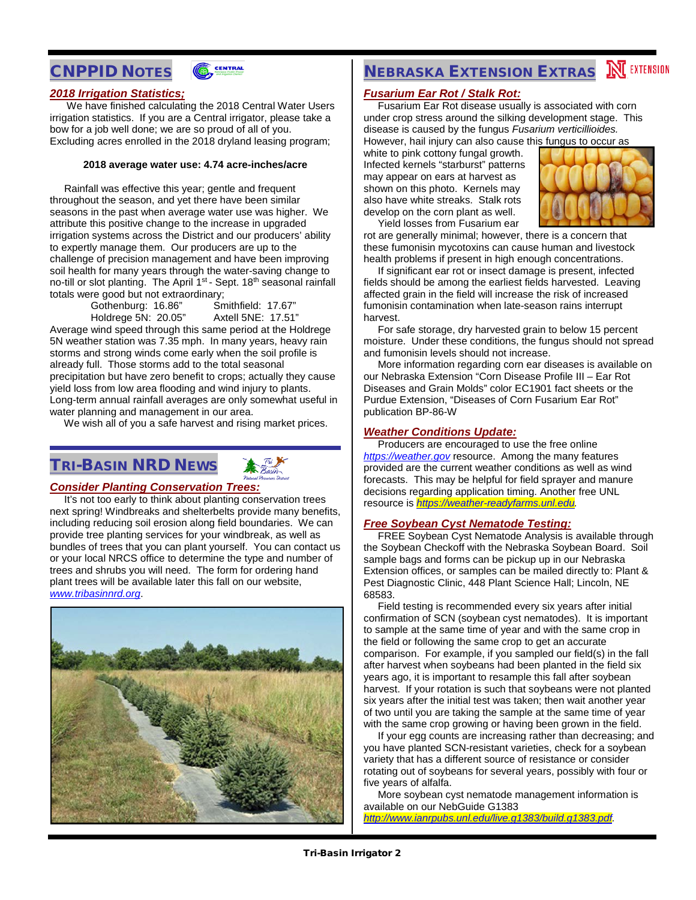## CNPPID Notes

### *2018 Irrigation Statistics;*

We have finished calculating the 2018 Central Water Users irrigation statistics. If you are a Central irrigator, please take a bow for a job well done; we are so proud of all of you. Excluding acres enrolled in the 2018 dryland leasing program;

**2018 average water use: 4.74 acre-inches/acre**

Rainfall was effective this year; gentle and frequent throughout the season, and yet there have been similar seasons in the past when average water use was higher. We attribute this positive change to the increase in upgraded irrigation systems across the District and our producers' ability to expertly manage them. Our producers are up to the challenge of precision management and have been improving soil health for many years through the water-saving change to no-till or slot planting. The April 1st - Sept. 18th seasonal rainfall totals were good but not extraordinary;

Gothenburg: 16.86" Smithfield: 17.67"
Holdrege 5N: 20.05" Axtell 5NE: 17.51"

Average wind speed through this same period at the Holdrege 5N weather station was 7.35 mph. In many years, heavy rain storms and strong winds come early when the soil profile is already full. Those storms add to the total seasonal precipitation but have zero benefit to crops; actually they cause yield loss from low area flooding and wind injury to plants. Long-term annual rainfall averages are only somewhat useful in water planning and management in our area.

We wish all of you a safe harvest and rising market prices.

## Tri-Basin NRD News

### *Consider Planting Conservation Trees:*

It's not too early to think about planting conservation trees next spring! Windbreaks and shelterbelts provide many benefits, including reducing soil erosion along field boundaries. We can provide tree planting services for your windbreak, as well as bundles of trees that you can plant yourself. You can contact us or your local NRCS office to determine the type and number of trees and shrubs you will need. The form for ordering hand plant trees will be available later this fall on our website, *www.tribasinnrd.org*.

## Nebraska Extension Extras

### *Fusarium Ear Rot / Stalk Rot:*

Fusarium Ear Rot disease usually is associated with corn under crop stress around the silking development stage. This disease is caused by the fungus *Fusarium verticillioides.* However, hail injury can also cause this fungus to occur as white to pink cottony fungal growth. Infected kernels "starburst" patterns may appear on ears at harvest as shown on this photo. Kernels may also have white streaks. Stalk rots develop on the corn plant as well.

Yield losses from Fusarium ear rot are generally minimal; however, there is a concern that these fumonisin mycotoxins can cause human and livestock health problems if present in high enough concentrations.

If significant ear rot or insect damage is present, infected fields should be among the earliest fields harvested. Leaving affected grain in the field will increase the risk of increased fumonisin contamination when late-season rains interrupt harvest.

For safe storage, dry harvested grain to below 15 percent moisture. Under these conditions, the fungus should not spread and fumonisin levels should not increase.

More information regarding corn ear diseases is available on our Nebraska Extension "Corn Disease Profile III – Ear Rot Diseases and Grain Molds" color EC1901 fact sheets or the Purdue Extension, "Diseases of Corn Fusarium Ear Rot" publication BP-86-W

### *Weather Conditions Update:*

Producers are encouraged to use the free online *https://weather.gov* resource. Among the many features provided are the current weather conditions as well as wind forecasts. This may be helpful for field sprayer and manure decisions regarding application timing. Another free UNL resource is *https://weather-readyfarms.unl.edu*.

### *Free Soybean Cyst Nematode Testing:*

FREE Soybean Cyst Nematode Analysis is available through the Soybean Checkoff with the Nebraska Soybean Board. Soil sample bags and forms can be pickup up in our Nebraska Extension offices, or samples can be mailed directly to: Plant & Pest Diagnostic Clinic, 448 Plant Science Hall; Lincoln, NE 68583.

Field testing is recommended every six years after initial confirmation of SCN (soybean cyst nematodes). It is important to sample at the same time of year and with the same crop in the field or following the same crop to get an accurate comparison. For example, if you sampled our field(s) in the fall after harvest when soybeans had been planted in the field six years ago, it is important to resample this fall after soybean harvest. If your rotation is such that soybeans were not planted six years after the initial test was taken; then wait another year of two until you are taking the sample at the same time of year with the same crop growing or having been grown in the field.

If your egg counts are increasing rather than decreasing; and you have planted SCN-resistant varieties, check for a soybean variety that has a different source of resistance or consider rotating out of soybeans for several years, possibly with four or five years of alfalfa.

More soybean cyst nematode management information is available on our NebGuide G1383 *http://www.ianrpubs.unl.edu/live.g1383/build.g1383.pdf*.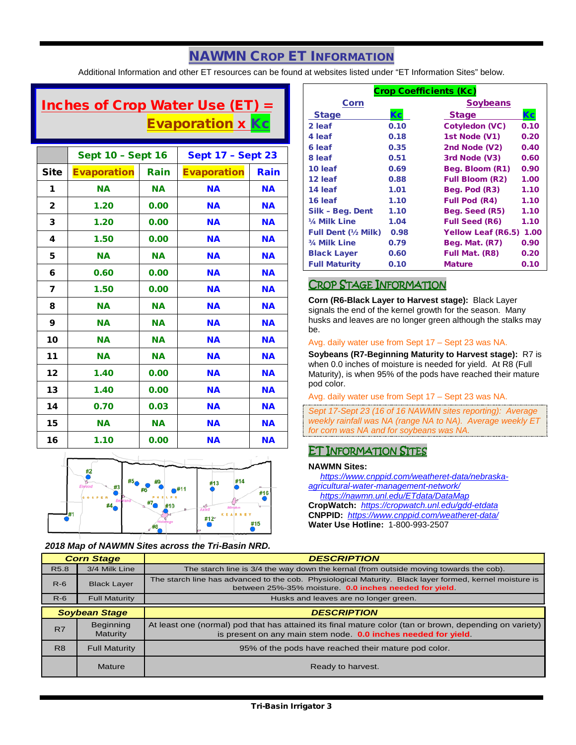# NAWMN Crop ET Information

Additional Information and other ET resources can be found at websites listed under "ET Information Sites" below.

## Inches of Crop Water Use (ET) = Evaporation x Kc

| | Sept 10 – Sept 16 | | Sept 17 – Sept 23 | |
|---|---|---|---|---|
| **Site** | **Evaporation** | **Rain** | **Evaporation** | **Rain** |
| 1 | NA | NA | NA | NA |
| 2 | 1.20 | 0.00 | NA | NA |
| 3 | 1.20 | 0.00 | NA | NA |
| 4 | 1.50 | 0.00 | NA | NA |
| 5 | NA | NA | NA | NA |
| 6 | 0.60 | 0.00 | NA | NA |
| 7 | 1.50 | 0.00 | NA | NA |
| 8 | NA | NA | NA | NA |
| 9 | NA | NA | NA | NA |
| 10 | NA | NA | NA | NA |
| 11 | NA | NA | NA | NA |
| 12 | 1.40 | 0.00 | NA | NA |
| 13 | 1.40 | 0.00 | NA | NA |
| 14 | 0.70 | 0.03 | NA | NA |
| 15 | NA | NA | NA | NA |
| 16 | 1.10 | 0.00 | NA | NA |

*2018 Map of NAWMN Sites across the Tri-Basin NRD.*

## Crop Coefficients (Kc)

| Corn Stage | Kc | Soybeans Stage | Kc |
|---|---|---|---|
| 2 leaf | 0.10 | Cotyledon (VC) | 0.10 |
| 4 leaf | 0.18 | 1st Node (V1) | 0.20 |
| 6 leaf | 0.35 | 2nd Node (V2) | 0.40 |
| 8 leaf | 0.51 | 3rd Node (V3) | 0.60 |
| 10 leaf | 0.69 | Beg. Bloom (R1) | 0.90 |
| 12 leaf | 0.88 | Full Bloom (R2) | 1.00 |
| 14 leaf | 1.01 | Beg. Pod (R3) | 1.10 |
| 16 leaf | 1.10 | Full Pod (R4) | 1.10 |
| Silk – Beg. Dent | 1.10 | Beg. Seed (R5) | 1.10 |
| ¼ Milk Line | 1.04 | Full Seed (R6) | 1.10 |
| Full Dent (½ Milk) | 0.98 | Yellow Leaf (R6.5) | 1.00 |
| ¾ Milk Line | 0.79 | Beg. Mat. (R7) | 0.90 |
| Black Layer | 0.60 | Full Mat. (R8) | 0.20 |
| Full Maturity | 0.10 | Mature | 0.10 |

## Crop Stage Information

**Corn (R6-Black Layer to Harvest stage):** Black Layer signals the end of the kernel growth for the season. Many husks and leaves are no longer green although the stalks may be.

Avg. daily water use from Sept 17 – Sept 23 was NA.

**Soybeans (R7-Beginning Maturity to Harvest stage):** R7 is when 0.0 inches of moisture is needed for yield. At R8 (Full Maturity), is when 95% of the pods have reached their mature pod color.

Avg. daily water use from Sept 17 – Sept 23 was NA.

*Sept 17-Sept 23 (16 of 16 NAWMN sites reporting): Average weekly rainfall was NA (range NA to NA). Average weekly ET for corn was NA and for soybeans was NA.*

## ET Information Sites

**NAWMN Sites:**
https://www.cnppid.com/weatheret-data/nebraska-agricultural-water-management-network/
https://nawmn.unl.edu/ETdata/DataMap

**CropWatch:** https://cropwatch.unl.edu/gdd-etdata

**CNPPID:** https://www.cnppid.com/weatheret-data/

**Water Use Hotline:** 1-800-993-2507

| Corn Stage | | DESCRIPTION |
|---|---|---|
| R5.8 | 3/4 Milk Line | The starch line is 3/4 the way down the kernal (from outside moving towards the cob). |
| R-6 | Black Layer | The starch line has advanced to the cob. Physiological Maturity. Black layer formed, kernel moisture is between 25%-35% moisture. **0.0 inches needed for yield**. |
| R-6 | Full Maturity | Husks and leaves are no longer green. |

| Soybean Stage | | DESCRIPTION |
|---|---|---|
| R7 | Beginning Maturity | At least one (normal) pod that has attained its final mature color (tan or brown, depending on variety) is present on any main stem node. **0.0 inches needed for yield**. |
| R8 | Full Maturity | 95% of the pods have reached their mature pod color. |
| | Mature | Ready to harvest. |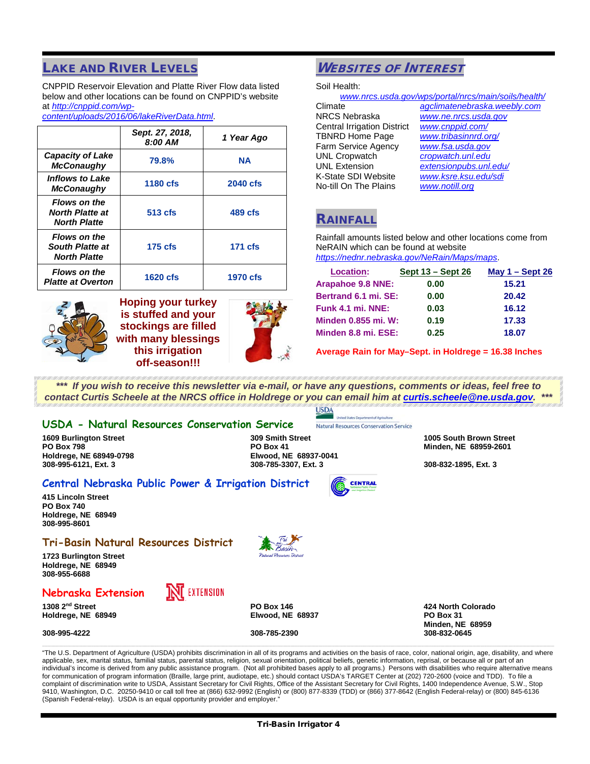## Lake and River Levels

CNPPID Reservoir Elevation and Platte River Flow data listed below and other locations can be found on CNPPID's website at http://cnppid.com/wp-content/uploads/2016/06/lakeRiverData.html.

| | Sept. 27, 2018, 8:00 AM | 1 Year Ago |
|---|---|---|
| **Capacity of Lake McConaughy** | 79.8% | NA |
| **Inflows to Lake McConaughy** | 1180 cfs | 2040 cfs |
| **Flows on the North Platte at North Platte** | 513 cfs | 489 cfs |
| **Flows on the South Platte at North Platte** | 175 cfs | 171 cfs |
| **Flows on the Platte at Overton** | 1620 cfs | 1970 cfs |

**Hoping your turkey is stuffed and your stockings are filled with many blessings this irrigation off-season!!!**

## Websites of Interest

Soil Health: www.nrcs.usda.gov/wps/portal/nrcs/main/soils/health/

| | |
|---|---|
| Climate | agclimatenebraska.weebly.com |
| NRCS Nebraska | www.ne.nrcs.usda.gov |
| Central Irrigation District | www.cnppid.com/ |
| TBNRD Home Page | www.tribasinnrd.org/ |
| Farm Service Agency | www.fsa.usda.gov |
| UNL Cropwatch | cropwatch.unl.edu |
| UNL Extension | extensionpubs.unl.edu/ |
| K-State SDI Website | www.ksre.ksu.edu/sdi |
| No-till On The Plains | www.notill.org |

## Rainfall

Rainfall amounts listed below and other locations come from NeRAIN which can be found at website https://nednr.nebraska.gov/NeRain/Maps/maps.

| Location: | Sept 13 – Sept 26 | May 1 – Sept 26 |
|---|---|---|
| Arapahoe 9.8 NNE: | 0.00 | 15.21 |
| Bertrand 6.1 mi. SE: | 0.00 | 20.42 |
| Funk 4.1 mi. NNE: | 0.03 | 16.12 |
| Minden 0.855 mi. W: | 0.19 | 17.33 |
| Minden 8.8 mi. ESE: | 0.25 | 18.07 |

**Average Rain for May–Sept. in Holdrege = 16.38 Inches**

***\*\*\* If you wish to receive this newsletter via e-mail, or have any questions, comments or ideas, feel free to contact Curtis Scheele at the NRCS office in Holdrege or you can email him at curtis.scheele@ne.usda.gov. \*\*\****

### USDA - Natural Resources Conservation Service

**1609 Burlington Street**
**PO Box 798**
**Holdrege, NE 68949-0798**
**308-995-6121, Ext. 3**

**309 Smith Street**
**PO Box 41**
**Elwood, NE 68937-0041**
**308-785-3307, Ext. 3**

**1005 South Brown Street**
**Minden, NE 68959-2601**
**308-832-1895, Ext. 3**

### Central Nebraska Public Power & Irrigation District

**415 Lincoln Street**
**PO Box 740**
**Holdrege, NE 68949**
**308-995-8601**

### Tri-Basin Natural Resources District

**1723 Burlington Street**
**Holdrege, NE 68949**
**308-955-6688**

### Nebraska Extension

**1308 2nd Street**
**Holdrege, NE 68949**
**308-995-4222**

**PO Box 146**
**Elwood, NE 68937**
**308-785-2390**

**424 North Colorado**
**PO Box 31**
**Minden, NE 68959**
**308-832-0645**

"The U.S. Department of Agriculture (USDA) prohibits discrimination in all of its programs and activities on the basis of race, color, national origin, age, disability, and where applicable, sex, marital status, familial status, parental status, religion, sexual orientation, political beliefs, genetic information, reprisal, or because all or part of an individual's income is derived from any public assistance program. (Not all prohibited bases apply to all programs.) Persons with disabilities who require alternative means for communication of program information (Braille, large print, audiotape, etc.) should contact USDA's TARGET Center at (202) 720-2600 (voice and TDD). To file a complaint of discrimination write to USDA, Assistant Secretary for Civil Rights, Office of the Assistant Secretary for Civil Rights, 1400 Independence Avenue, S.W., Stop 9410, Washington, D.C. 20250-9410 or call toll free at (866) 632-9992 (English) or (800) 877-8339 (TDD) or (866) 377-8642 (English Federal-relay) or (800) 845-6136 (Spanish Federal-relay). USDA is an equal opportunity provider and employer."